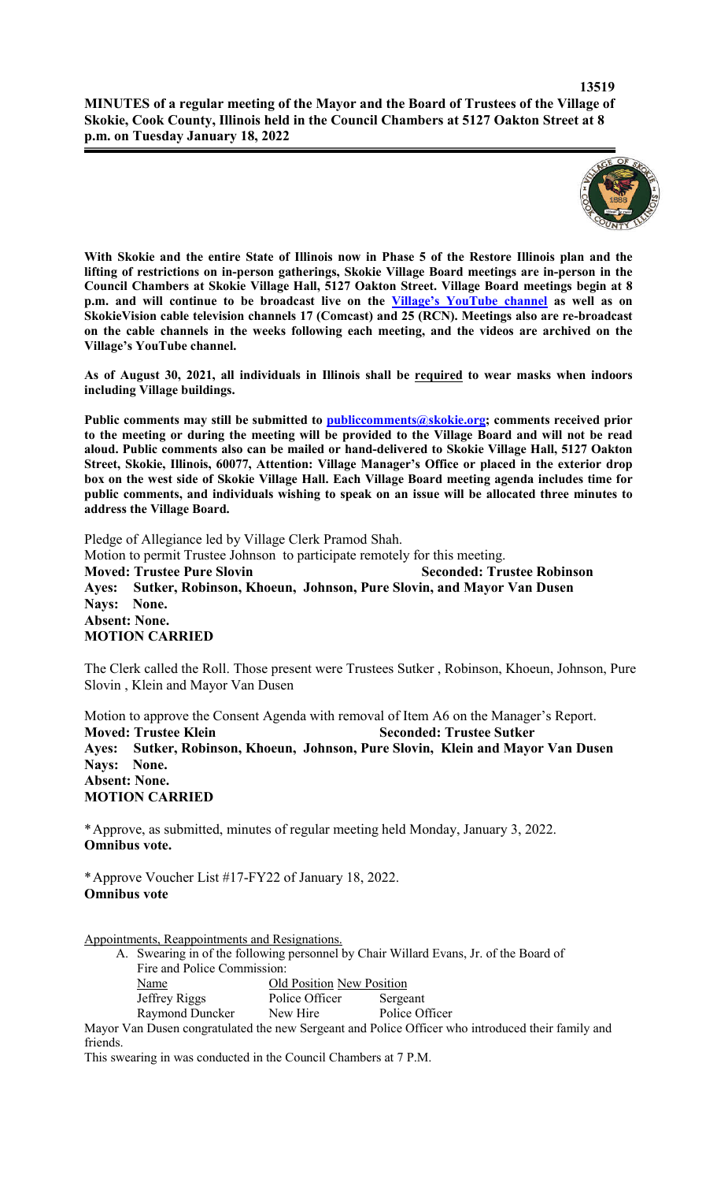**MINUTES of a regular meeting of the Mayor and the Board of Trustees of the Village of Skokie, Cook County, Illinois held in the Council Chambers at 5127 Oakton Street at 8 p.m. on Tuesday January 18, 2022**

**With Skokie and the entire State of Illinois now in Phase 5 of the Restore Illinois plan and the lifting of restrictions on in-person gatherings, Skokie Village Board meetings are in-person in the Council Chambers at Skokie Village Hall, 5127 Oakton Street. Village Board meetings begin at 8 p.m. and will continue to be broadcast live on the Village's YouTube channel as well as on SkokieVision cable television channels 17 (Comcast) and 25 (RCN). Meetings also are re-broadcast on the cable channels in the weeks following each meeting, and the videos are archived on the Village's YouTube channel.**

**As of August 30, 2021, all individuals in Illinois shall be required to wear masks when indoors including Village buildings.**

**Public comments may still be submitted to publiccomments@skokie.org; comments received prior to the meeting or during the meeting will be provided to the Village Board and will not be read aloud. Public comments also can be mailed or hand-delivered to Skokie Village Hall, 5127 Oakton Street, Skokie, Illinois, 60077, Attention: Village Manager's Office or placed in the exterior drop box on the west side of Skokie Village Hall. Each Village Board meeting agenda includes time for public comments, and individuals wishing to speak on an issue will be allocated three minutes to address the Village Board.**

Pledge of Allegiance led by Village Clerk Pramod Shah.

Motion to permit Trustee Johnson to participate remotely for this meeting.

**Moved: Trustee Pure Slovin** **Seconded: Trustee Robinson**
**Ayes: Sutker, Robinson, Khoeun, Johnson, Pure Slovin, and Mayor Van Dusen**
**Nays: None.**
**Absent: None.**
**MOTION CARRIED**

The Clerk called the Roll. Those present were Trustees Sutker , Robinson, Khoeun, Johnson, Pure Slovin , Klein and Mayor Van Dusen

Motion to approve the Consent Agenda with removal of Item A6 on the Manager's Report.

**Moved: Trustee Klein** **Seconded: Trustee Sutker**
**Ayes: Sutker, Robinson, Khoeun, Johnson, Pure Slovin, Klein and Mayor Van Dusen**
**Nays: None.**
**Absent: None.**
**MOTION CARRIED**

*Approve, as submitted, minutes of regular meeting held Monday, January 3, 2022.
**Omnibus vote.**

*Approve Voucher List #17-FY22 of January 18, 2022.
**Omnibus vote**

Appointments, Reappointments and Resignations.

A. Swearing in of the following personnel by Chair Willard Evans, Jr. of the Board of Fire and Police Commission:

| Name | Old Position | New Position |
|---|---|---|
| Jeffrey Riggs | Police Officer | Sergeant |
| Raymond Duncker | New Hire | Police Officer |

Mayor Van Dusen congratulated the new Sergeant and Police Officer who introduced their family and friends.

This swearing in was conducted in the Council Chambers at 7 P.M.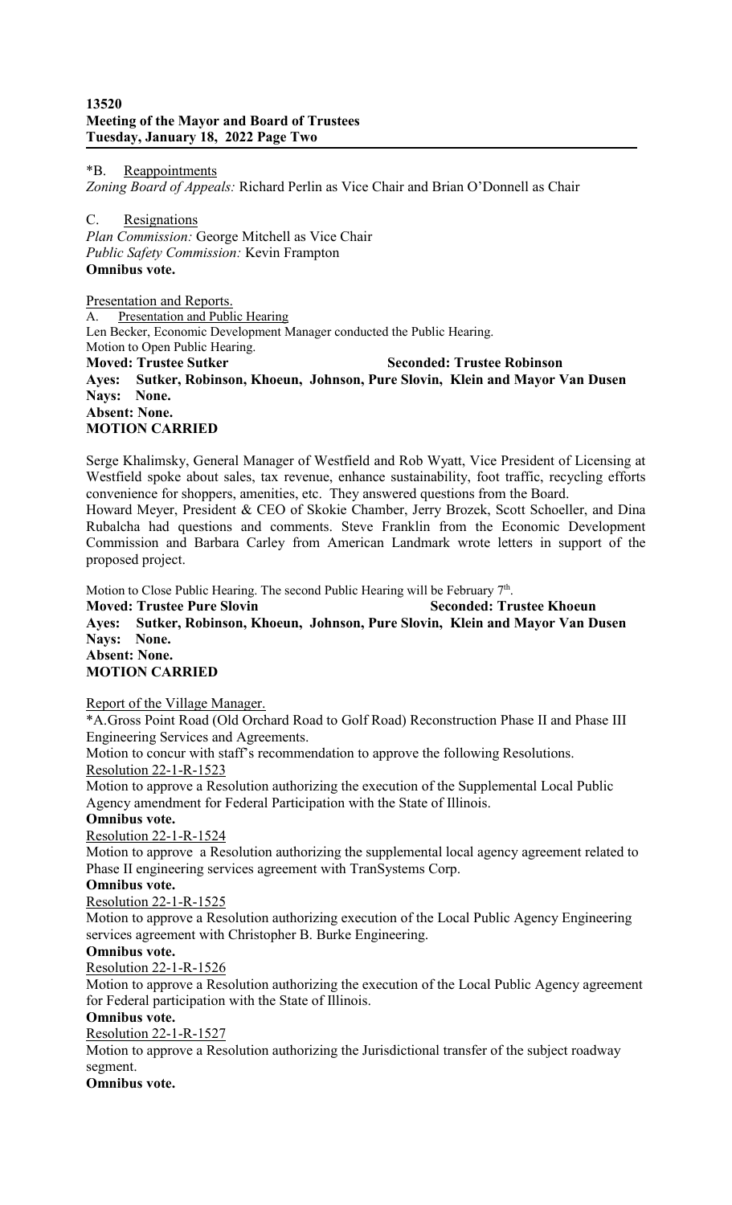*B. Reappointments

*Zoning Board of Appeals:* Richard Perlin as Vice Chair and Brian O'Donnell as Chair

C. Resignations

*Plan Commission:* George Mitchell as Vice Chair

*Public Safety Commission:* Kevin Frampton

**Omnibus vote.**

Presentation and Reports.

A. Presentation and Public Hearing

Len Becker, Economic Development Manager conducted the Public Hearing.

Motion to Open Public Hearing.

**Moved: Trustee Sutker** **Seconded: Trustee Robinson**

**Ayes: Sutker, Robinson, Khoeun, Johnson, Pure Slovin, Klein and Mayor Van Dusen**

**Nays: None.**

**Absent: None.**

**MOTION CARRIED**

Serge Khalimsky, General Manager of Westfield and Rob Wyatt, Vice President of Licensing at Westfield spoke about sales, tax revenue, enhance sustainability, foot traffic, recycling efforts convenience for shoppers, amenities, etc. They answered questions from the Board.

Howard Meyer, President & CEO of Skokie Chamber, Jerry Brozek, Scott Schoeller, and Dina Rubalcha had questions and comments. Steve Franklin from the Economic Development Commission and Barbara Carley from American Landmark wrote letters in support of the proposed project.

Motion to Close Public Hearing. The second Public Hearing will be February 7th.

**Moved: Trustee Pure Slovin** **Seconded: Trustee Khoeun**

**Ayes: Sutker, Robinson, Khoeun, Johnson, Pure Slovin, Klein and Mayor Van Dusen**

**Nays: None.**

**Absent: None.**

**MOTION CARRIED**

Report of the Village Manager.

*A.Gross Point Road (Old Orchard Road to Golf Road) Reconstruction Phase II and Phase III Engineering Services and Agreements.

Motion to concur with staff's recommendation to approve the following Resolutions.

Resolution 22-1-R-1523

Motion to approve a Resolution authorizing the execution of the Supplemental Local Public Agency amendment for Federal Participation with the State of Illinois.

**Omnibus vote.**

Resolution 22-1-R-1524

Motion to approve a Resolution authorizing the supplemental local agency agreement related to Phase II engineering services agreement with TranSystems Corp.

**Omnibus vote.**

Resolution 22-1-R-1525

Motion to approve a Resolution authorizing execution of the Local Public Agency Engineering services agreement with Christopher B. Burke Engineering.

**Omnibus vote.**

Resolution 22-1-R-1526

Motion to approve a Resolution authorizing the execution of the Local Public Agency agreement for Federal participation with the State of Illinois.

**Omnibus vote.**

Resolution 22-1-R-1527

Motion to approve a Resolution authorizing the Jurisdictional transfer of the subject roadway segment.

**Omnibus vote.**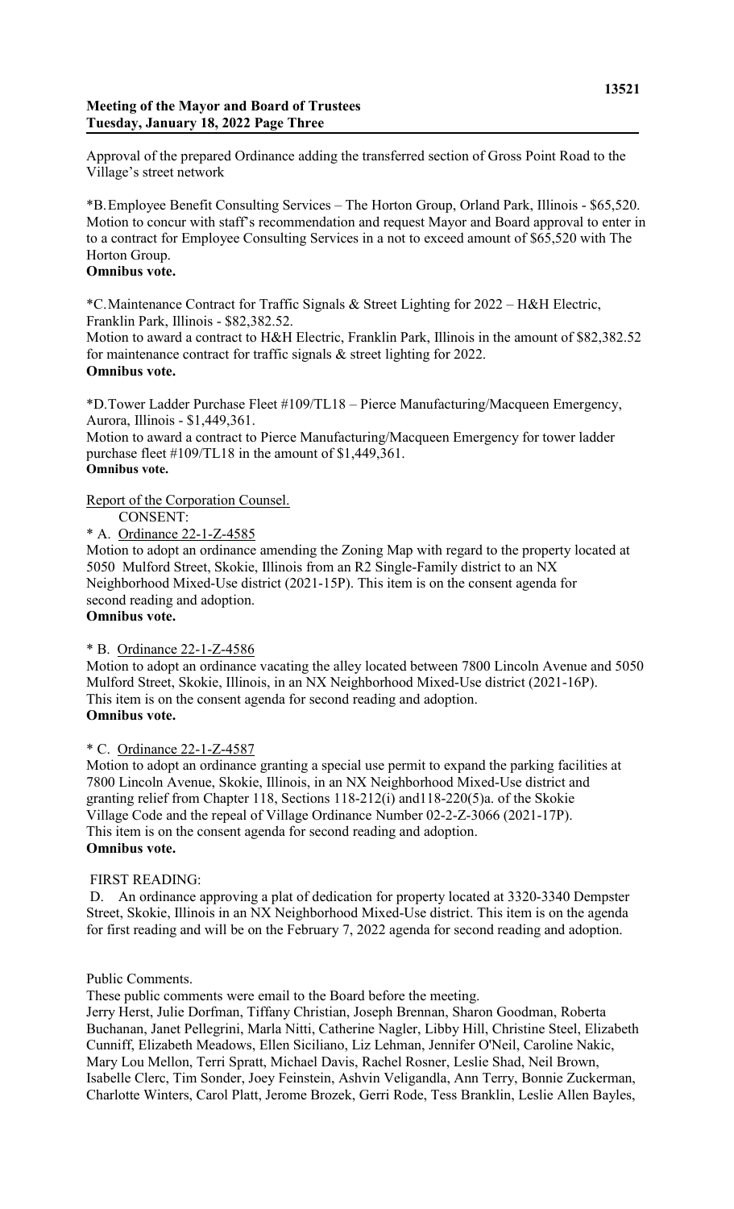Approval of the prepared Ordinance adding the transferred section of Gross Point Road to the Village's street network

*B. Employee Benefit Consulting Services – The Horton Group, Orland Park, Illinois - $65,520.
Motion to concur with staff's recommendation and request Mayor and Board approval to enter in to a contract for Employee Consulting Services in a not to exceed amount of $65,520 with The Horton Group.
**Omnibus vote.**

*C. Maintenance Contract for Traffic Signals & Street Lighting for 2022 – H&H Electric, Franklin Park, Illinois - $82,382.52.
Motion to award a contract to H&H Electric, Franklin Park, Illinois in the amount of $82,382.52 for maintenance contract for traffic signals & street lighting for 2022.
**Omnibus vote.**

*D. Tower Ladder Purchase Fleet #109/TL18 – Pierce Manufacturing/Macqueen Emergency, Aurora, Illinois - $1,449,361.
Motion to award a contract to Pierce Manufacturing/Macqueen Emergency for tower ladder purchase fleet #109/TL18 in the amount of $1,449,361.
**Omnibus vote.**

Report of the Corporation Counsel.

CONSENT:

\* A. Ordinance 22-1-Z-4585
Motion to adopt an ordinance amending the Zoning Map with regard to the property located at 5050 Mulford Street, Skokie, Illinois from an R2 Single-Family district to an NX Neighborhood Mixed-Use district (2021-15P). This item is on the consent agenda for second reading and adoption.
**Omnibus vote.**

\* B. Ordinance 22-1-Z-4586
Motion to adopt an ordinance vacating the alley located between 7800 Lincoln Avenue and 5050 Mulford Street, Skokie, Illinois, in an NX Neighborhood Mixed-Use district (2021-16P). This item is on the consent agenda for second reading and adoption.
**Omnibus vote.**

\* C. Ordinance 22-1-Z-4587
Motion to adopt an ordinance granting a special use permit to expand the parking facilities at 7800 Lincoln Avenue, Skokie, Illinois, in an NX Neighborhood Mixed-Use district and granting relief from Chapter 118, Sections 118-212(i) and118-220(5)a. of the Skokie Village Code and the repeal of Village Ordinance Number 02-2-Z-3066 (2021-17P). This item is on the consent agenda for second reading and adoption.
**Omnibus vote.**

FIRST READING:

D. An ordinance approving a plat of dedication for property located at 3320-3340 Dempster Street, Skokie, Illinois in an NX Neighborhood Mixed-Use district. This item is on the agenda for first reading and will be on the February 7, 2022 agenda for second reading and adoption.

Public Comments.
These public comments were email to the Board before the meeting.
Jerry Herst, Julie Dorfman, Tiffany Christian, Joseph Brennan, Sharon Goodman, Roberta Buchanan, Janet Pellegrini, Marla Nitti, Catherine Nagler, Libby Hill, Christine Steel, Elizabeth Cunniff, Elizabeth Meadows, Ellen Siciliano, Liz Lehman, Jennifer O'Neil, Caroline Nakic, Mary Lou Mellon, Terri Spratt, Michael Davis, Rachel Rosner, Leslie Shad, Neil Brown, Isabelle Clerc, Tim Sonder, Joey Feinstein, Ashvin Veligandla, Ann Terry, Bonnie Zuckerman, Charlotte Winters, Carol Platt, Jerome Brozek, Gerri Rode, Tess Branklin, Leslie Allen Bayles,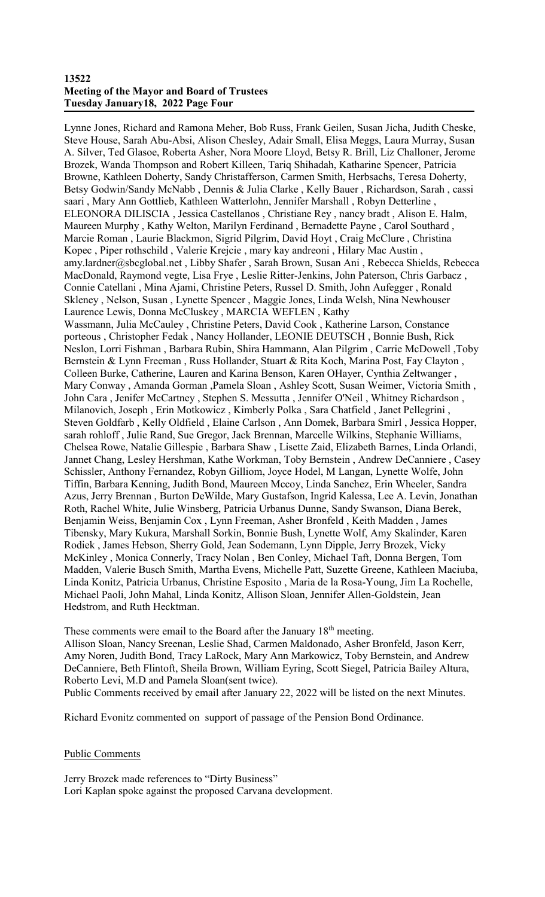Lynne Jones, Richard and Ramona Meher, Bob Russ, Frank Geilen, Susan Jicha, Judith Cheske, Steve House, Sarah Abu-Absi, Alison Chesley, Adair Small, Elisa Meggs, Laura Murray, Susan A. Silver, Ted Glasoe, Roberta Asher, Nora Moore Lloyd, Betsy R. Brill, Liz Challoner, Jerome Brozek, Wanda Thompson and Robert Killeen, Tariq Shihadah, Katharine Spencer, Patricia Browne, Kathleen Doherty, Sandy Christafferson, Carmen Smith, Herbsachs, Teresa Doherty, Betsy Godwin/Sandy McNabb , Dennis & Julia Clarke , Kelly Bauer , Richardson, Sarah , cassi saari , Mary Ann Gottlieb, Kathleen Watterlohn, Jennifer Marshall , Robyn Detterline , ELEONORA DILISCIA , Jessica Castellanos , Christiane Rey , nancy bradt , Alison E. Halm, Maureen Murphy , Kathy Welton, Marilyn Ferdinand , Bernadette Payne , Carol Southard , Marcie Roman , Laurie Blackmon, Sigrid Pilgrim, David Hoyt , Craig McClure , Christina Kopec , Piper rothschild , Valerie Krejcie , mary kay andreoni , Hilary Mac Austin , amy.lardner@sbcglobal.net , Libby Shafer , Sarah Brown, Susan Ani , Rebecca Shields, Rebecca MacDonald, Raymond vegte, Lisa Frye , Leslie Ritter-Jenkins, John Paterson, Chris Garbacz , Connie Catellani , Mina Ajami, Christine Peters, Russel D. Smith, John Aufegger , Ronald Skleney , Nelson, Susan , Lynette Spencer , Maggie Jones, Linda Welsh, Nina Newhouser Laurence Lewis, Donna McCluskey , MARCIA WEFLEN , Kathy Wassmann, Julia McCauley , Christine Peters, David Cook , Katherine Larson, Constance porteous , Christopher Fedak , Nancy Hollander, LEONIE DEUTSCH , Bonnie Bush, Rick Neslon, Lorri Fishman , Barbara Rubin, Shira Hammann, Alan Pilgrim , Carrie McDowell ,Toby Bernstein & Lynn Freeman , Russ Hollander, Stuart & Rita Koch, Marina Post, Fay Clayton , Colleen Burke, Catherine, Lauren and Karina Benson, Karen OHayer, Cynthia Zeltwanger , Mary Conway , Amanda Gorman ,Pamela Sloan , Ashley Scott, Susan Weimer, Victoria Smith , John Cara , Jenifer McCartney , Stephen S. Messutta , Jennifer O'Neil , Whitney Richardson , Milanovich, Joseph , Erin Motkowicz , Kimberly Polka , Sara Chatfield , Janet Pellegrini , Steven Goldfarb , Kelly Oldfield , Elaine Carlson , Ann Domek, Barbara Smirl , Jessica Hopper, sarah rohloff , Julie Rand, Sue Gregor, Jack Brennan, Marcelle Wilkins, Stephanie Williams, Chelsea Rowe, Natalie Gillespie , Barbara Shaw , Lisette Zaid, Elizabeth Barnes, Linda Orlandi, Jannet Chang, Lesley Hershman, Kathe Workman, Toby Bernstein , Andrew DeCanniere , Casey Schissler, Anthony Fernandez, Robyn Gilliom, Joyce Hodel, M Langan, Lynette Wolfe, John Tiffin, Barbara Kenning, Judith Bond, Maureen Mccoy, Linda Sanchez, Erin Wheeler, Sandra Azus, Jerry Brennan , Burton DeWilde, Mary Gustafson, Ingrid Kalessa, Lee A. Levin, Jonathan Roth, Rachel White, Julie Winsberg, Patricia Urbanus Dunne, Sandy Swanson, Diana Berek, Benjamin Weiss, Benjamin Cox , Lynn Freeman, Asher Bronfeld , Keith Madden , James Tibensky, Mary Kukura, Marshall Sorkin, Bonnie Bush, Lynette Wolf, Amy Skalinder, Karen Rodiek , James Hebson, Sherry Gold, Jean Sodemann, Lynn Dipple, Jerry Brozek, Vicky McKinley , Monica Connerly, Tracy Nolan , Ben Conley, Michael Taft, Donna Bergen, Tom Madden, Valerie Busch Smith, Martha Evens, Michelle Patt, Suzette Greene, Kathleen Maciuba, Linda Konitz, Patricia Urbanus, Christine Esposito , Maria de la Rosa-Young, Jim La Rochelle, Michael Paoli, John Mahal, Linda Konitz, Allison Sloan, Jennifer Allen-Goldstein, Jean Hedstrom, and Ruth Hecktman.

These comments were email to the Board after the January 18th meeting.
Allison Sloan, Nancy Sreenan, Leslie Shad, Carmen Maldonado, Asher Bronfeld, Jason Kerr, Amy Noren, Judith Bond, Tracy LaRock, Mary Ann Markowicz, Toby Bernstein, and Andrew DeCanniere, Beth Flintoft, Sheila Brown, William Eyring, Scott Siegel, Patricia Bailey Altura, Roberto Levi, M.D and Pamela Sloan(sent twice).
Public Comments received by email after January 22, 2022 will be listed on the next Minutes.

Richard Evonitz commented on support of passage of the Pension Bond Ordinance.

Public Comments

Jerry Brozek made references to "Dirty Business"
Lori Kaplan spoke against the proposed Carvana development.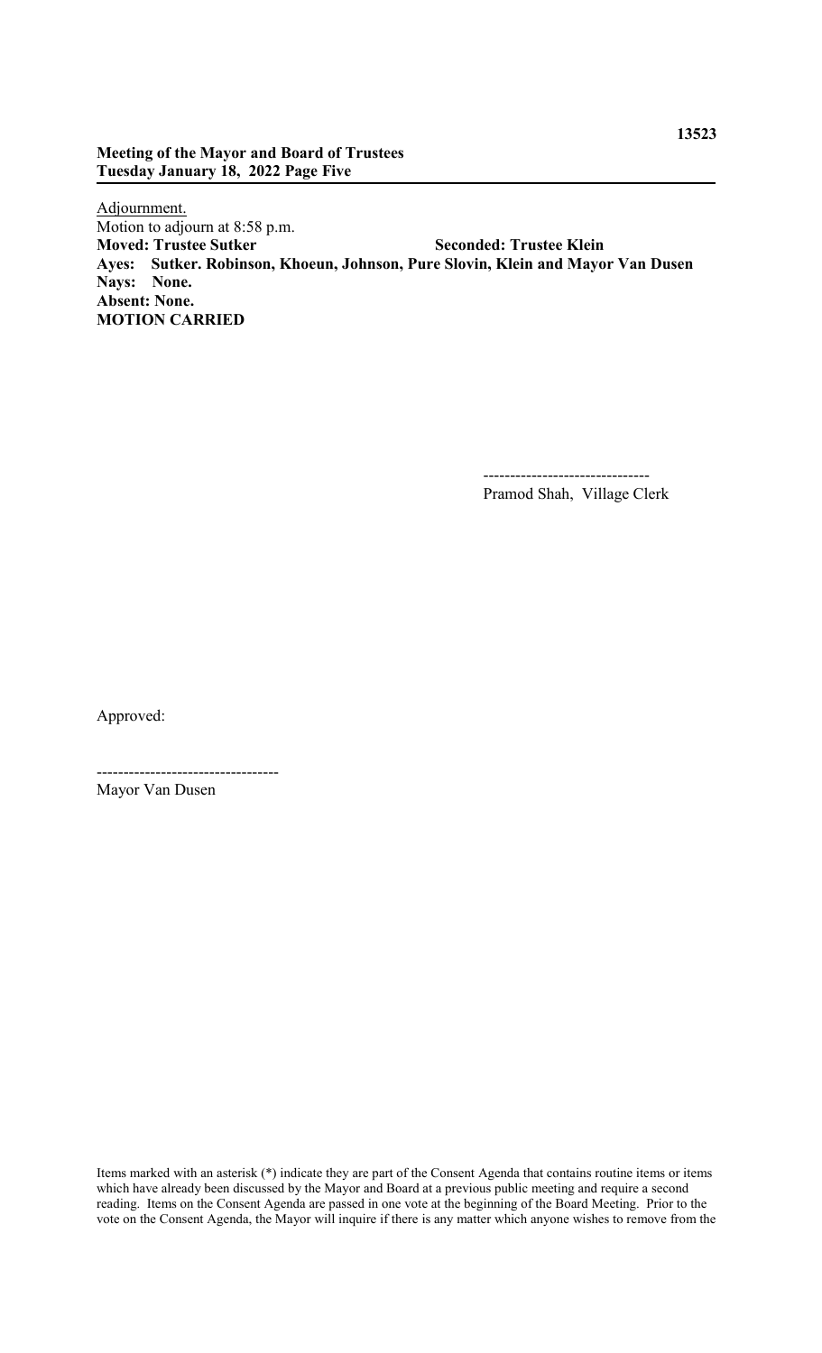Adjournment.

Motion to adjourn at 8:58 p.m.

**Moved: Trustee Sutker** **Seconded: Trustee Klein**

**Ayes: Sutker. Robinson, Khoeun, Johnson, Pure Slovin, Klein and Mayor Van Dusen**

**Nays: None.**

**Absent: None.**

**MOTION CARRIED**

-------------------------------

Pramod Shah, Village Clerk

Approved:

----------------------------------

Mayor Van Dusen

Items marked with an asterisk (*) indicate they are part of the Consent Agenda that contains routine items or items which have already been discussed by the Mayor and Board at a previous public meeting and require a second reading. Items on the Consent Agenda are passed in one vote at the beginning of the Board Meeting. Prior to the vote on the Consent Agenda, the Mayor will inquire if there is any matter which anyone wishes to remove from the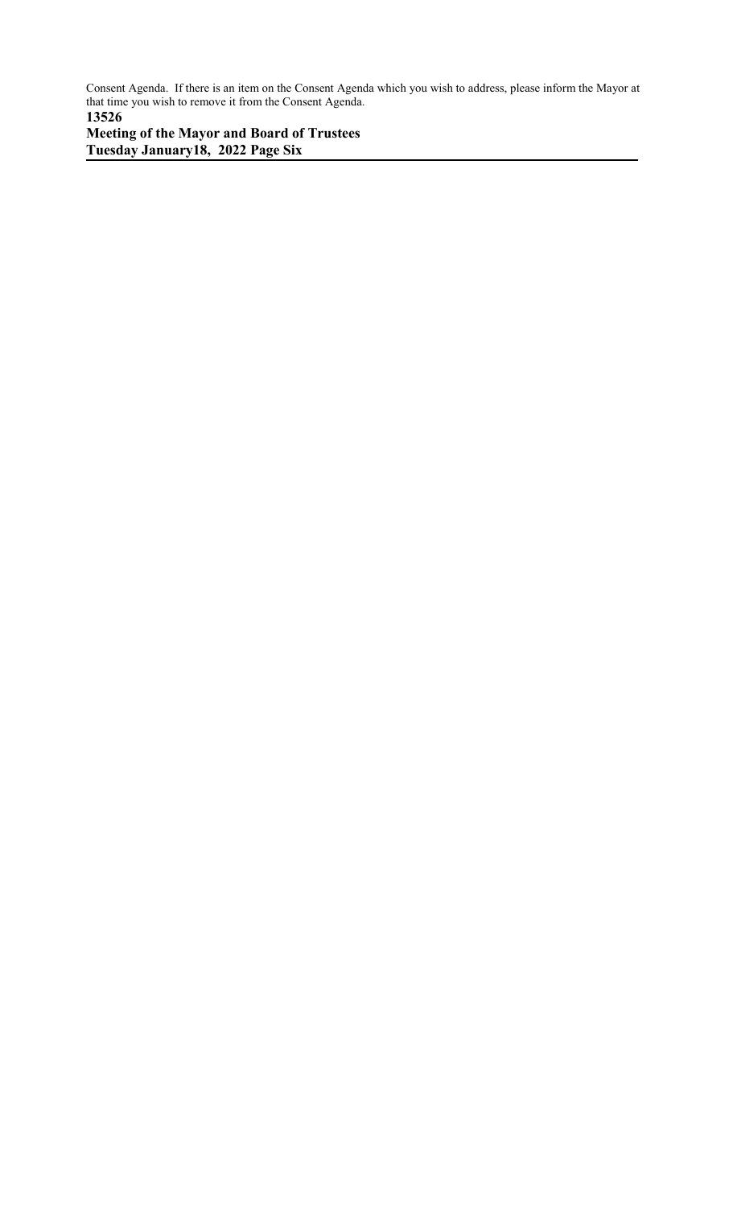Consent Agenda. If there is an item on the Consent Agenda which you wish to address, please inform the Mayor at that time you wish to remove it from the Consent Agenda.